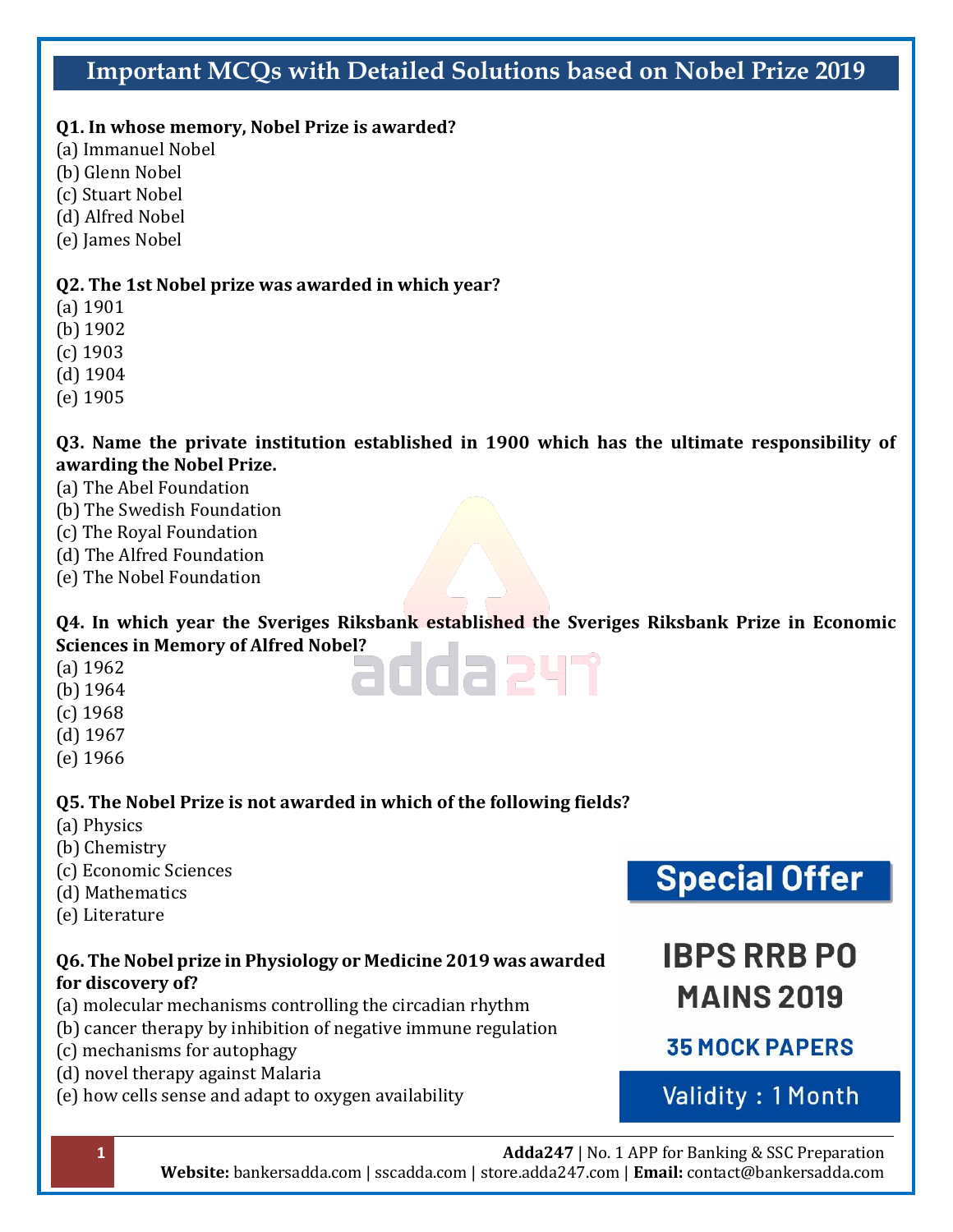# Important MCQs with Detailed Solutions based on Nobel Prize 2019

**Q1. In whose memory, Nobel Prize is awarded?**
(a) Immanuel Nobel
(b) Glenn Nobel
(c) Stuart Nobel
(d) Alfred Nobel
(e) James Nobel

**Q2. The 1st Nobel prize was awarded in which year?**
(a) 1901
(b) 1902
(c) 1903
(d) 1904
(e) 1905

**Q3. Name the private institution established in 1900 which has the ultimate responsibility of awarding the Nobel Prize.**
(a) The Abel Foundation
(b) The Swedish Foundation
(c) The Royal Foundation
(d) The Alfred Foundation
(e) The Nobel Foundation

**Q4. In which year the Sveriges Riksbank established the Sveriges Riksbank Prize in Economic Sciences in Memory of Alfred Nobel?**
(a) 1962
(b) 1964
(c) 1968
(d) 1967
(e) 1966

**Q5. The Nobel Prize is not awarded in which of the following fields?**
(a) Physics
(b) Chemistry
(c) Economic Sciences
(d) Mathematics
(e) Literature

**Q6. The Nobel prize in Physiology or Medicine 2019 was awarded for discovery of?**
(a) molecular mechanisms controlling the circadian rhythm
(b) cancer therapy by inhibition of negative immune regulation
(c) mechanisms for autophagy
(d) novel therapy against Malaria
(e) how cells sense and adapt to oxygen availability

**Special Offer**

**IBPS RRB PO MAINS 2019**

**35 MOCK PAPERS**

Validity : 1 Month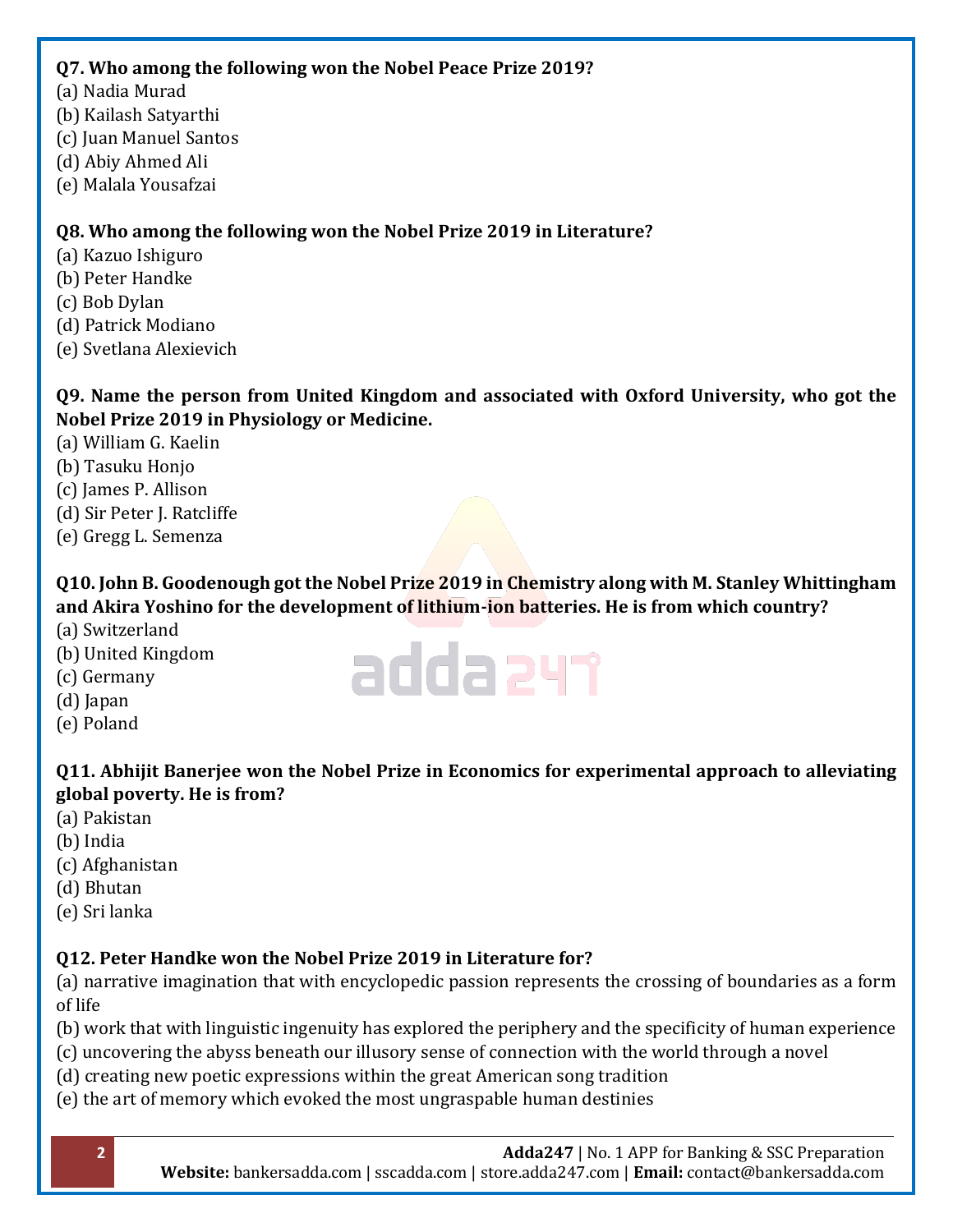**Q7. Who among the following won the Nobel Peace Prize 2019?**
(a) Nadia Murad
(b) Kailash Satyarthi
(c) Juan Manuel Santos
(d) Abiy Ahmed Ali
(e) Malala Yousafzai

**Q8. Who among the following won the Nobel Prize 2019 in Literature?**
(a) Kazuo Ishiguro
(b) Peter Handke
(c) Bob Dylan
(d) Patrick Modiano
(e) Svetlana Alexievich

**Q9. Name the person from United Kingdom and associated with Oxford University, who got the Nobel Prize 2019 in Physiology or Medicine.**
(a) William G. Kaelin
(b) Tasuku Honjo
(c) James P. Allison
(d) Sir Peter J. Ratcliffe
(e) Gregg L. Semenza

**Q10. John B. Goodenough got the Nobel Prize 2019 in Chemistry along with M. Stanley Whittingham and Akira Yoshino for the development of lithium-ion batteries. He is from which country?**
(a) Switzerland
(b) United Kingdom
(c) Germany
(d) Japan
(e) Poland

**Q11. Abhijit Banerjee won the Nobel Prize in Economics for experimental approach to alleviating global poverty. He is from?**
(a) Pakistan
(b) India
(c) Afghanistan
(d) Bhutan
(e) Sri lanka

**Q12. Peter Handke won the Nobel Prize 2019 in Literature for?**
(a) narrative imagination that with encyclopedic passion represents the crossing of boundaries as a form of life
(b) work that with linguistic ingenuity has explored the periphery and the specificity of human experience
(c) uncovering the abyss beneath our illusory sense of connection with the world through a novel
(d) creating new poetic expressions within the great American song tradition
(e) the art of memory which evoked the most ungraspable human destinies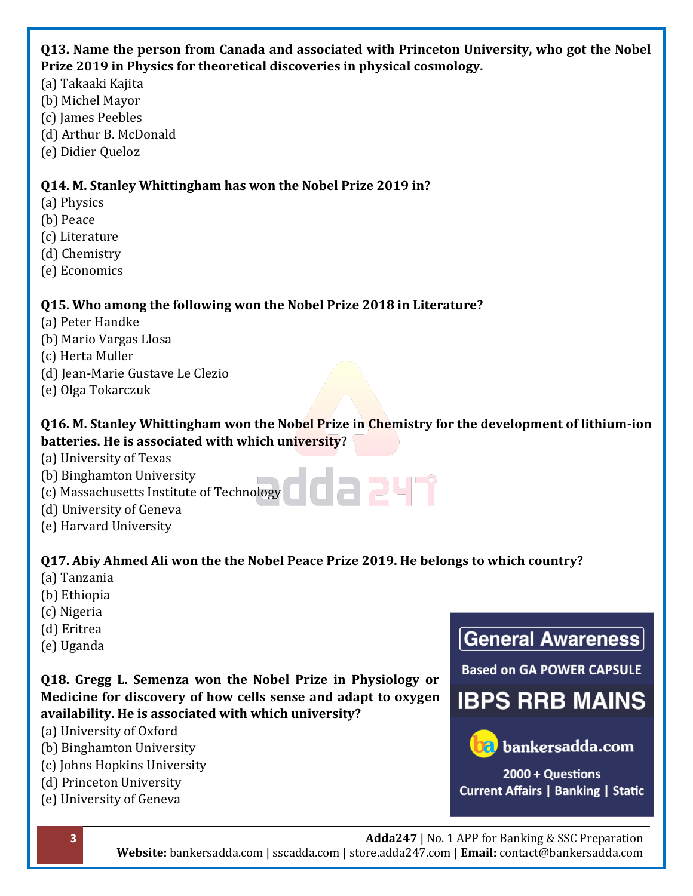**Q13. Name the person from Canada and associated with Princeton University, who got the Nobel Prize 2019 in Physics for theoretical discoveries in physical cosmology.**

(a) Takaaki Kajita
(b) Michel Mayor
(c) James Peebles
(d) Arthur B. McDonald
(e) Didier Queloz

**Q14. M. Stanley Whittingham has won the Nobel Prize 2019 in?**

(a) Physics
(b) Peace
(c) Literature
(d) Chemistry
(e) Economics

**Q15. Who among the following won the Nobel Prize 2018 in Literature?**

(a) Peter Handke
(b) Mario Vargas Llosa
(c) Herta Muller
(d) Jean-Marie Gustave Le Clezio
(e) Olga Tokarczuk

**Q16. M. Stanley Whittingham won the Nobel Prize in Chemistry for the development of lithium-ion batteries. He is associated with which university?**

(a) University of Texas
(b) Binghamton University
(c) Massachusetts Institute of Technology
(d) University of Geneva
(e) Harvard University

**Q17. Abiy Ahmed Ali won the the Nobel Peace Prize 2019. He belongs to which country?**

(a) Tanzania
(b) Ethiopia
(c) Nigeria
(d) Eritrea
(e) Uganda

**Q18. Gregg L. Semenza won the Nobel Prize in Physiology or Medicine for discovery of how cells sense and adapt to oxygen availability. He is associated with which university?**

(a) University of Oxford
(b) Binghamton University
(c) Johns Hopkins University
(d) Princeton University
(e) University of Geneva

General Awareness
Based on GA POWER CAPSULE
IBPS RRB MAINS
bankersadda.com
2000 + Questions
Current Affairs | Banking | Static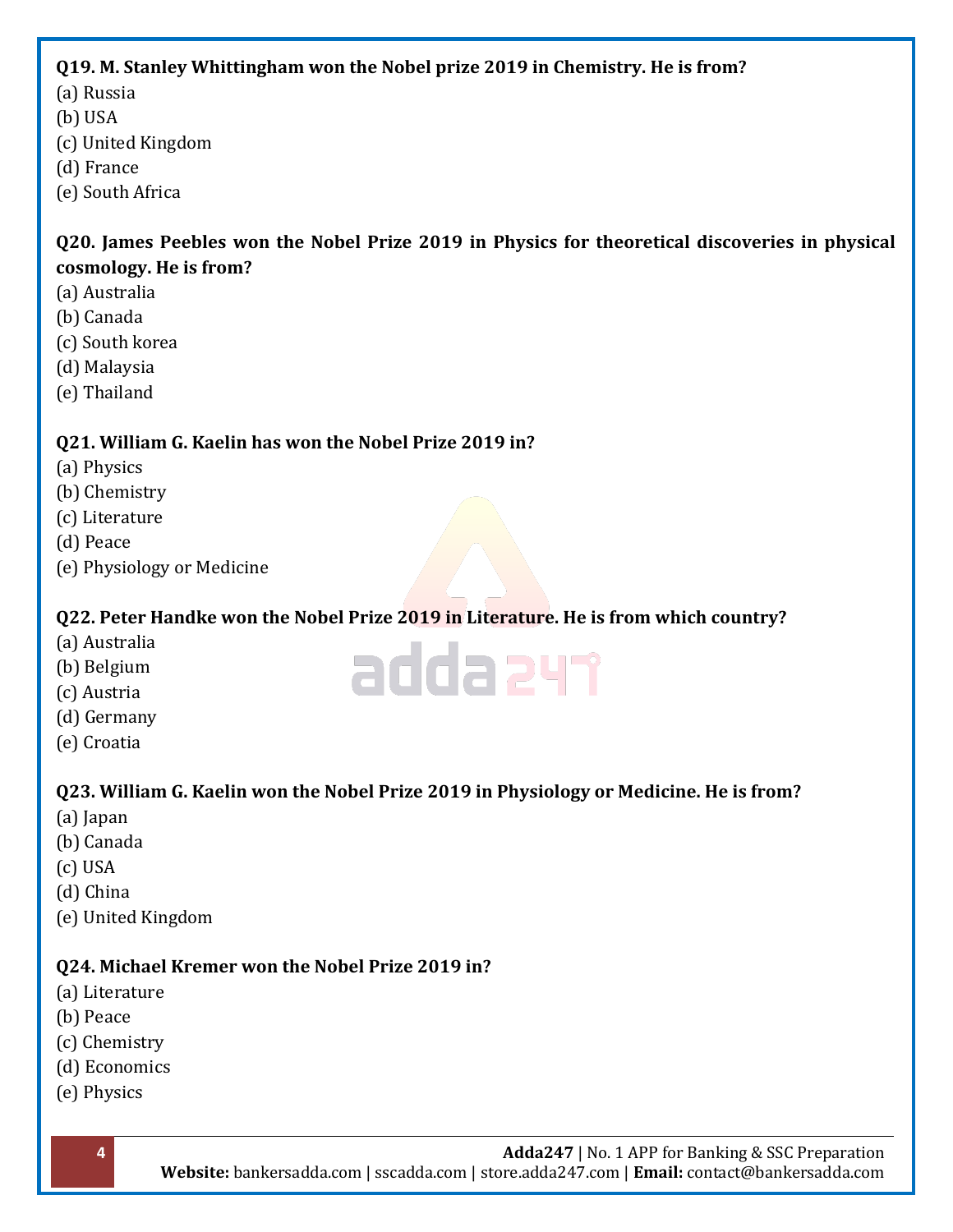**Q19. M. Stanley Whittingham won the Nobel prize 2019 in Chemistry. He is from?**

(a) Russia
(b) USA
(c) United Kingdom
(d) France
(e) South Africa

**Q20. James Peebles won the Nobel Prize 2019 in Physics for theoretical discoveries in physical cosmology. He is from?**

(a) Australia
(b) Canada
(c) South korea
(d) Malaysia
(e) Thailand

**Q21. William G. Kaelin has won the Nobel Prize 2019 in?**

(a) Physics
(b) Chemistry
(c) Literature
(d) Peace
(e) Physiology or Medicine

**Q22. Peter Handke won the Nobel Prize 2019 in Literature. He is from which country?**

(a) Australia
(b) Belgium
(c) Austria
(d) Germany
(e) Croatia

**Q23. William G. Kaelin won the Nobel Prize 2019 in Physiology or Medicine. He is from?**

(a) Japan
(b) Canada
(c) USA
(d) China
(e) United Kingdom

**Q24. Michael Kremer won the Nobel Prize 2019 in?**

(a) Literature
(b) Peace
(c) Chemistry
(d) Economics
(e) Physics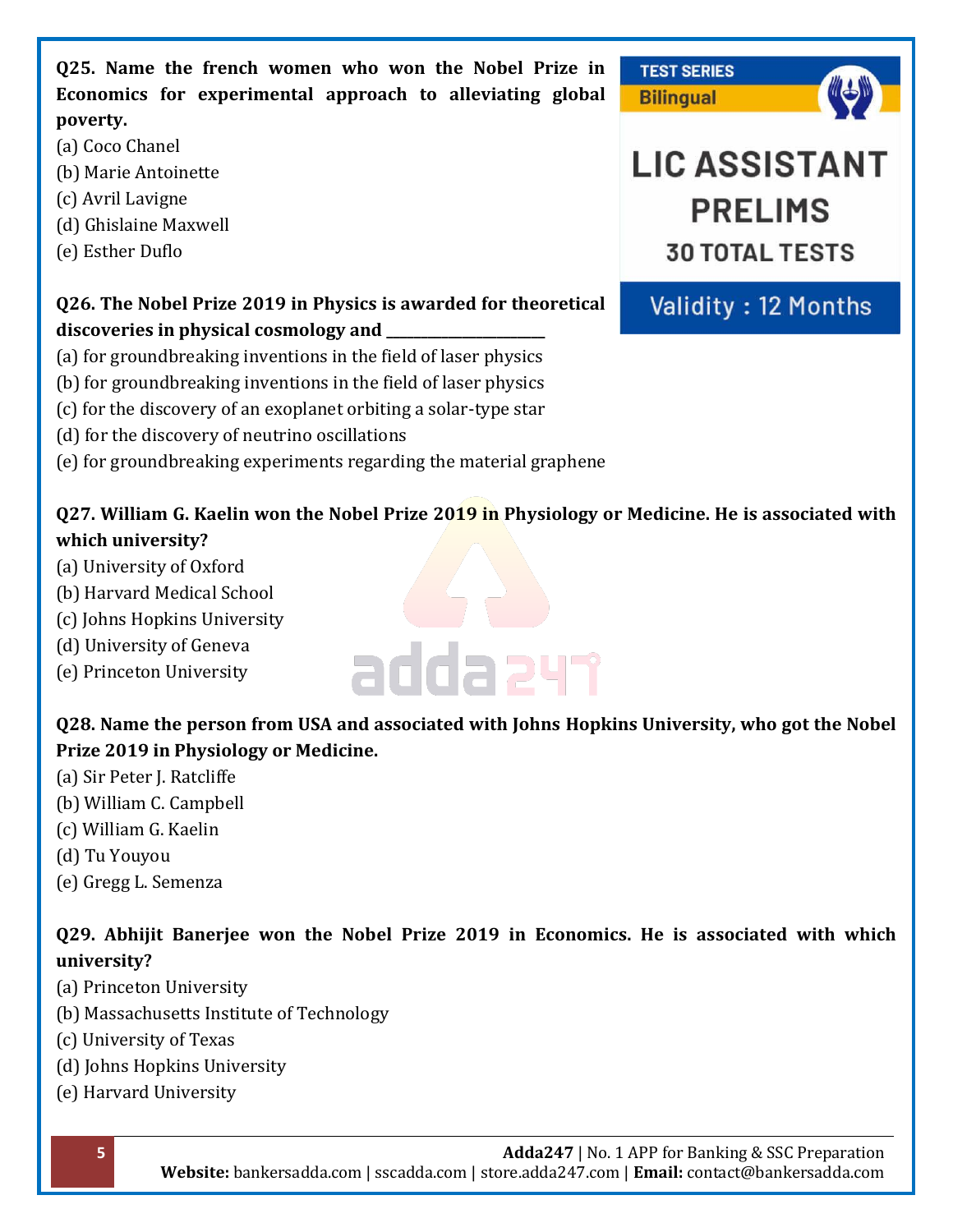**Q25. Name the french women who won the Nobel Prize in Economics for experimental approach to alleviating global poverty.**

(a) Coco Chanel
(b) Marie Antoinette
(c) Avril Lavigne
(d) Ghislaine Maxwell
(e) Esther Duflo

**Q26. The Nobel Prize 2019 in Physics is awarded for theoretical discoveries in physical cosmology and _____________________**

(a) for groundbreaking inventions in the field of laser physics
(b) for groundbreaking inventions in the field of laser physics
(c) for the discovery of an exoplanet orbiting a solar-type star
(d) for the discovery of neutrino oscillations
(e) for groundbreaking experiments regarding the material graphene

**Q27. William G. Kaelin won the Nobel Prize 2019 in Physiology or Medicine. He is associated with which university?**

(a) University of Oxford
(b) Harvard Medical School
(c) Johns Hopkins University
(d) University of Geneva
(e) Princeton University

**Q28. Name the person from USA and associated with Johns Hopkins University, who got the Nobel Prize 2019 in Physiology or Medicine.**

(a) Sir Peter J. Ratcliffe
(b) William C. Campbell
(c) William G. Kaelin
(d) Tu Youyou
(e) Gregg L. Semenza

**Q29. Abhijit Banerjee won the Nobel Prize 2019 in Economics. He is associated with which university?**

(a) Princeton University
(b) Massachusetts Institute of Technology
(c) University of Texas
(d) Johns Hopkins University
(e) Harvard University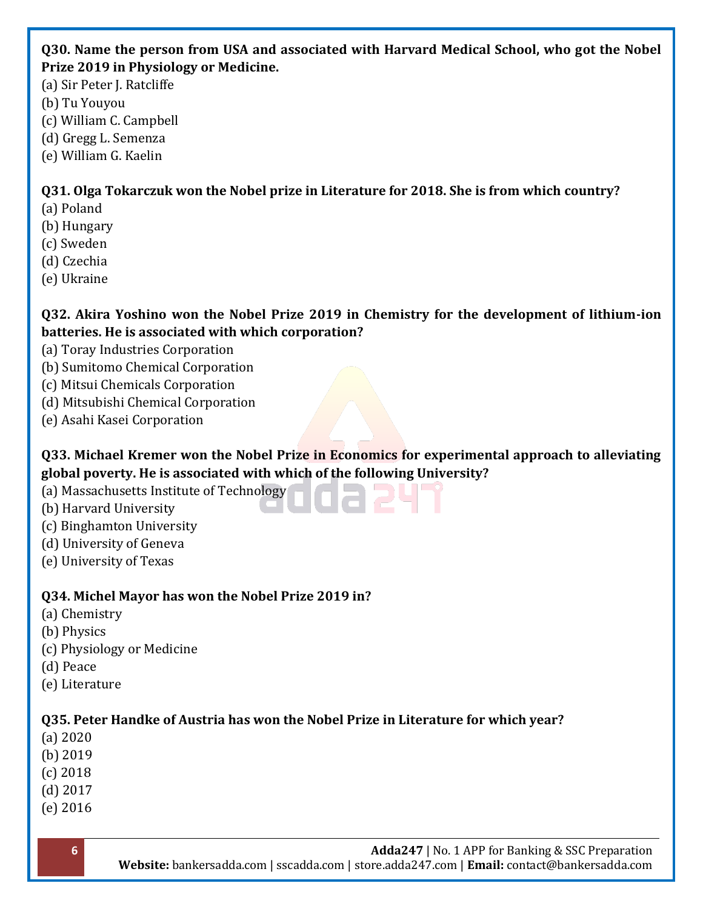**Q30. Name the person from USA and associated with Harvard Medical School, who got the Nobel Prize 2019 in Physiology or Medicine.**

(a) Sir Peter J. Ratcliffe
(b) Tu Youyou
(c) William C. Campbell
(d) Gregg L. Semenza
(e) William G. Kaelin

**Q31. Olga Tokarczuk won the Nobel prize in Literature for 2018. She is from which country?**

(a) Poland
(b) Hungary
(c) Sweden
(d) Czechia
(e) Ukraine

**Q32. Akira Yoshino won the Nobel Prize 2019 in Chemistry for the development of lithium-ion batteries. He is associated with which corporation?**

(a) Toray Industries Corporation
(b) Sumitomo Chemical Corporation
(c) Mitsui Chemicals Corporation
(d) Mitsubishi Chemical Corporation
(e) Asahi Kasei Corporation

**Q33. Michael Kremer won the Nobel Prize in Economics for experimental approach to alleviating global poverty. He is associated with which of the following University?**

(a) Massachusetts Institute of Technology
(b) Harvard University
(c) Binghamton University
(d) University of Geneva
(e) University of Texas

**Q34. Michel Mayor has won the Nobel Prize 2019 in?**

(a) Chemistry
(b) Physics
(c) Physiology or Medicine
(d) Peace
(e) Literature

**Q35. Peter Handke of Austria has won the Nobel Prize in Literature for which year?**

(a) 2020
(b) 2019
(c) 2018
(d) 2017
(e) 2016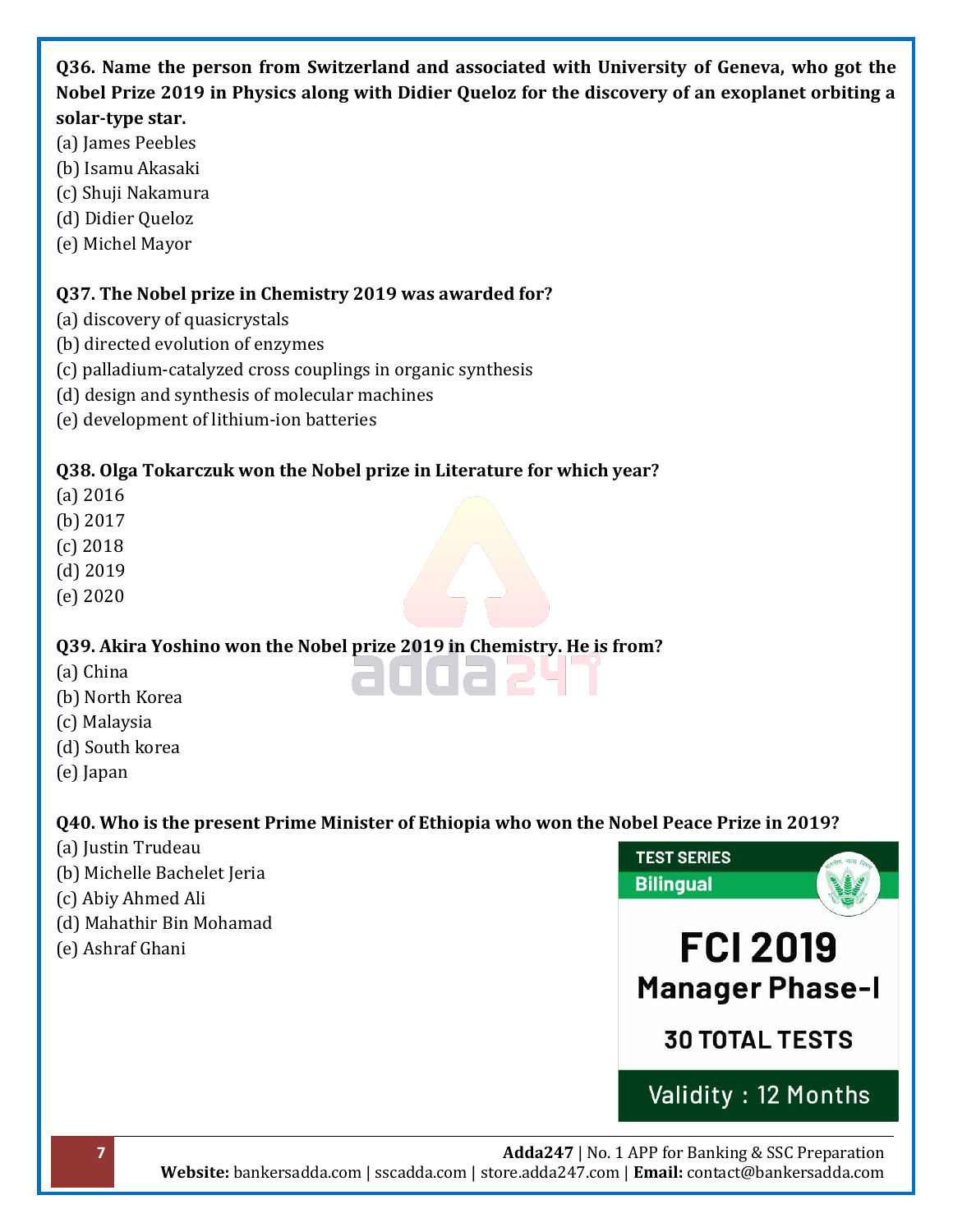**Q36. Name the person from Switzerland and associated with University of Geneva, who got the Nobel Prize 2019 in Physics along with Didier Queloz for the discovery of an exoplanet orbiting a solar-type star.**

(a) James Peebles
(b) Isamu Akasaki
(c) Shuji Nakamura
(d) Didier Queloz
(e) Michel Mayor

**Q37. The Nobel prize in Chemistry 2019 was awarded for?**

(a) discovery of quasicrystals
(b) directed evolution of enzymes
(c) palladium-catalyzed cross couplings in organic synthesis
(d) design and synthesis of molecular machines
(e) development of lithium-ion batteries

**Q38. Olga Tokarczuk won the Nobel prize in Literature for which year?**

(a) 2016
(b) 2017
(c) 2018
(d) 2019
(e) 2020

**Q39. Akira Yoshino won the Nobel prize 2019 in Chemistry. He is from?**

(a) China
(b) North Korea
(c) Malaysia
(d) South korea
(e) Japan

**Q40. Who is the present Prime Minister of Ethiopia who won the Nobel Peace Prize in 2019?**

(a) Justin Trudeau
(b) Michelle Bachelet Jeria
(c) Abiy Ahmed Ali
(d) Mahathir Bin Mohamad
(e) Ashraf Ghani

TEST SERIES
Bilingual
FCI 2019
Manager Phase-I
30 TOTAL TESTS
Validity : 12 Months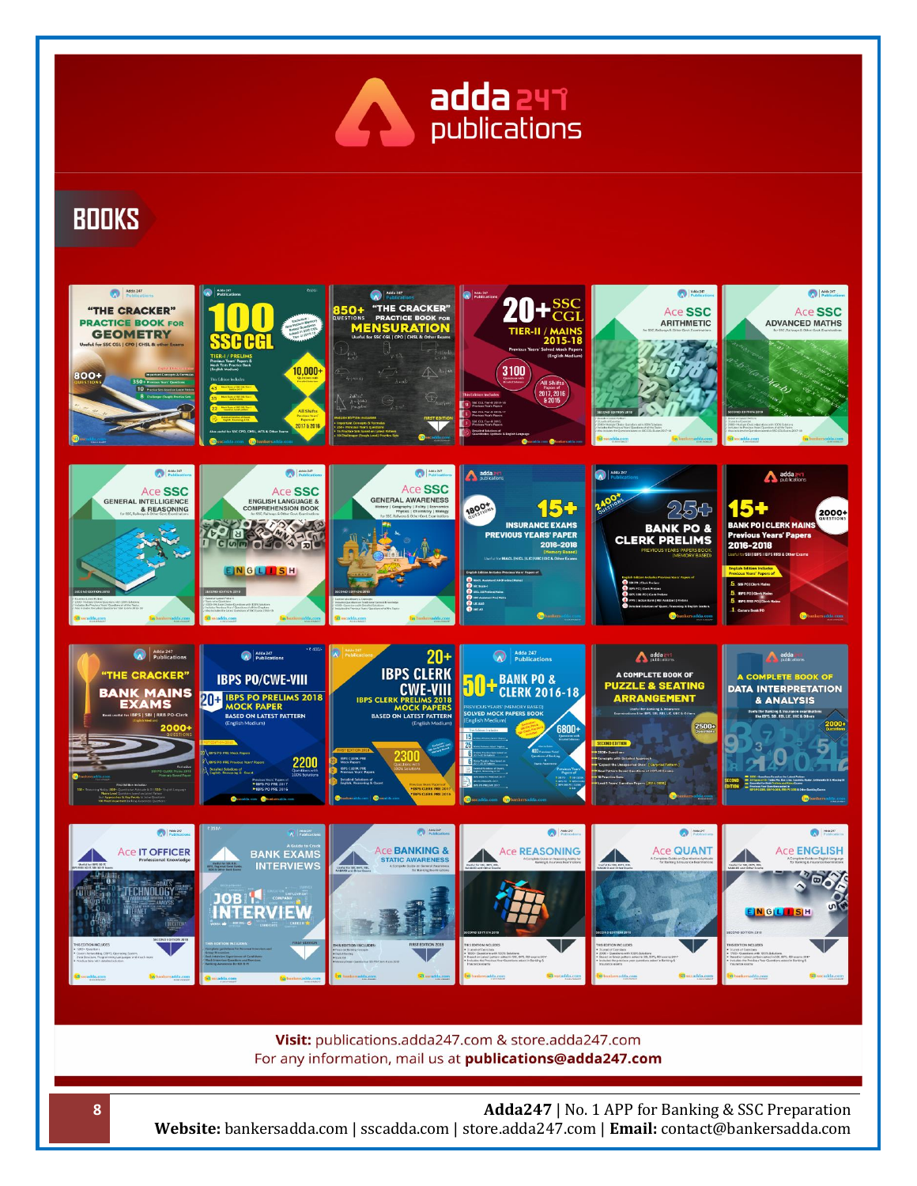# adda247 publications

## BOOKS

Visit: publications.adda247.com & store.adda247.com

For any information, mail us at **publications@adda247.com**